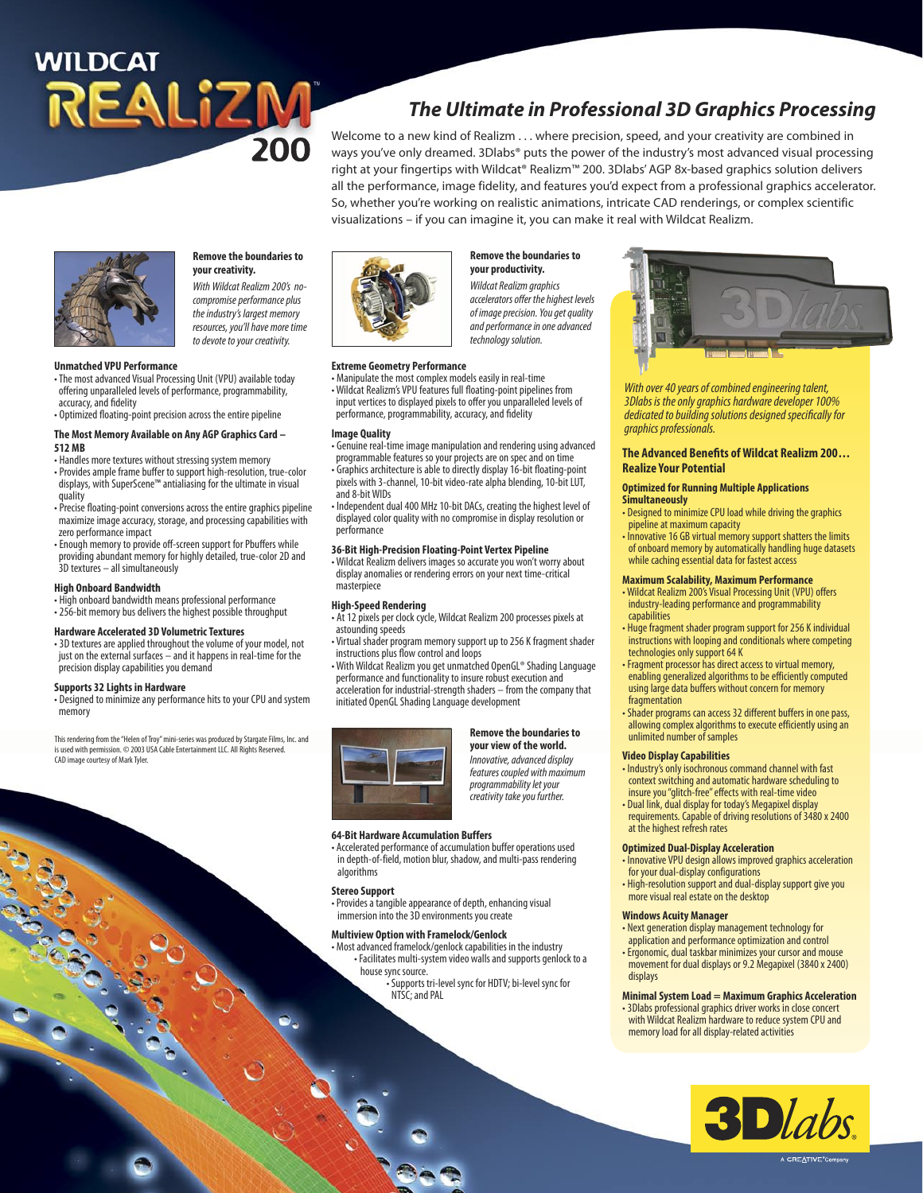# WILDCAT REALiZM™ 200

## The Ultimate in Professional 3D Graphics Processing

Welcome to a new kind of Realizm . . . where precision, speed, and your creativity are combined in ways you've only dreamed. 3Dlabs® puts the power of the industry's most advanced visual processing right at your fingertips with Wildcat® Realizm™ 200. 3Dlabs' AGP 8x-based graphics solution delivers all the performance, image fidelity, and features you'd expect from a professional graphics accelerator. So, whether you're working on realistic animations, intricate CAD renderings, or complex scientific visualizations – if you can imagine it, you can make it real with Wildcat Realizm.

**Remove the boundaries to your creativity.**

*With Wildcat Realizm 200's no-compromise performance plus the industry's largest memory resources, you'll have more time to devote to your creativity.*

### Unmatched VPU Performance

- The most advanced Visual Processing Unit (VPU) available today offering unparalleled levels of performance, programmability, accuracy, and fidelity
- Optimized floating-point precision across the entire pipeline

### The Most Memory Available on Any AGP Graphics Card – 512 MB

- Handles more textures without stressing system memory
- Provides ample frame buffer to support high-resolution, true-color displays, with SuperScene™ antialiasing for the ultimate in visual quality
- Precise floating-point conversions across the entire graphics pipeline maximize image accuracy, storage, and processing capabilities with zero performance impact
- Enough memory to provide off-screen support for Pbuffers while providing abundant memory for highly detailed, true-color 2D and 3D textures – all simultaneously

### High Onboard Bandwidth

- High onboard bandwidth means professional performance
- 256-bit memory bus delivers the highest possible throughput

### Hardware Accelerated 3D Volumetric Textures

- 3D textures are applied throughout the volume of your model, not just on the external surfaces – and it happens in real-time for the precision display capabilities you demand

### Supports 32 Lights in Hardware

- Designed to minimize any performance hits to your CPU and system memory

This rendering from the "Helen of Troy" mini-series was produced by Stargate Films, Inc. and is used with permission. © 2003 USA Cable Entertainment LLC. All Rights Reserved. CAD image courtesy of Mark Tyler.

**Remove the boundaries to your productivity.**

*Wildcat Realizm graphics accelerators offer the highest levels of image precision. You get quality and performance in one advanced technology solution.*

### Extreme Geometry Performance

- Manipulate the most complex models easily in real-time
- Wildcat Realizm's VPU features full floating-point pipelines from input vertices to displayed pixels to offer you unparalleled levels of performance, programmability, accuracy, and fidelity

### Image Quality

- Genuine real-time image manipulation and rendering using advanced programmable features so your projects are on spec and on time
- Graphics architecture is able to directly display 16-bit floating-point pixels with 3-channel, 10-bit video-rate alpha blending, 10-bit LUT, and 8-bit WIDs
- Independent dual 400 MHz 10-bit DACs, creating the highest level of displayed color quality with no compromise in display resolution or performance

### 36-Bit High-Precision Floating-Point Vertex Pipeline

- Wildcat Realizm delivers images so accurate you won't worry about display anomalies or rendering errors on your next time-critical masterpiece

### High-Speed Rendering

- At 12 pixels per clock cycle, Wildcat Realizm 200 processes pixels at astounding speeds
- Virtual shader program memory support up to 256 K fragment shader instructions plus flow control and loops
- With Wildcat Realizm you get unmatched OpenGL® Shading Language performance and functionality to insure robust execution and acceleration for industrial-strength shaders – from the company that initiated OpenGL Shading Language development

**Remove the boundaries to your view of the world.**

*Innovative, advanced display features coupled with maximum programmability let your creativity take you further.*

### 64-Bit Hardware Accumulation Buffers

- Accelerated performance of accumulation buffer operations used in depth-of-field, motion blur, shadow, and multi-pass rendering algorithms

### Stereo Support

- Provides a tangible appearance of depth, enhancing visual immersion into the 3D environments you create

### Multiview Option with Framelock/Genlock

- Most advanced framelock/genlock capabilities in the industry
  - Facilitates multi-system video walls and supports genlock to a house sync source.
    - Supports tri-level sync for HDTV; bi-level sync for NTSC; and PAL

*With over 40 years of combined engineering talent, 3Dlabs is the only graphics hardware developer 100% dedicated to building solutions designed specifically for graphics professionals.*

## The Advanced Benefits of Wildcat Realizm 200… Realize Your Potential

### Optimized for Running Multiple Applications Simultaneously

- Designed to minimize CPU load while driving the graphics pipeline at maximum capacity
- Innovative 16 GB virtual memory support shatters the limits of onboard memory by automatically handling huge datasets while caching essential data for fastest access

### Maximum Scalability, Maximum Performance

- Wildcat Realizm 200's Visual Processing Unit (VPU) offers industry-leading performance and programmability capabilities
- Huge fragment shader program support for 256 K individual instructions with looping and conditionals where competing technologies only support 64 K
- Fragment processor has direct access to virtual memory, enabling generalized algorithms to be efficiently computed using large data buffers without concern for memory fragmentation
- Shader programs can access 32 different buffers in one pass, allowing complex algorithms to execute efficiently using an unlimited number of samples

### Video Display Capabilities

- Industry's only isochronous command channel with fast context switching and automatic hardware scheduling to insure you "glitch-free" effects with real-time video
- Dual link, dual display for today's Megapixel display requirements. Capable of driving resolutions of 3480 x 2400 at the highest refresh rates

### Optimized Dual-Display Acceleration

- Innovative VPU design allows improved graphics acceleration for your dual-display configurations
- High-resolution support and dual-display support give you more visual real estate on the desktop

### Windows Acuity Manager

- Next generation display management technology for application and performance optimization and control
- Ergonomic, dual taskbar minimizes your cursor and mouse movement for dual displays or 9.2 Megapixel (3840 x 2400) displays

### Minimal System Load = Maximum Graphics Acceleration

- 3Dlabs professional graphics driver works in close concert with Wildcat Realizm hardware to reduce system CPU and memory load for all display-related activities

3Dlabs® A CREATIVE® Company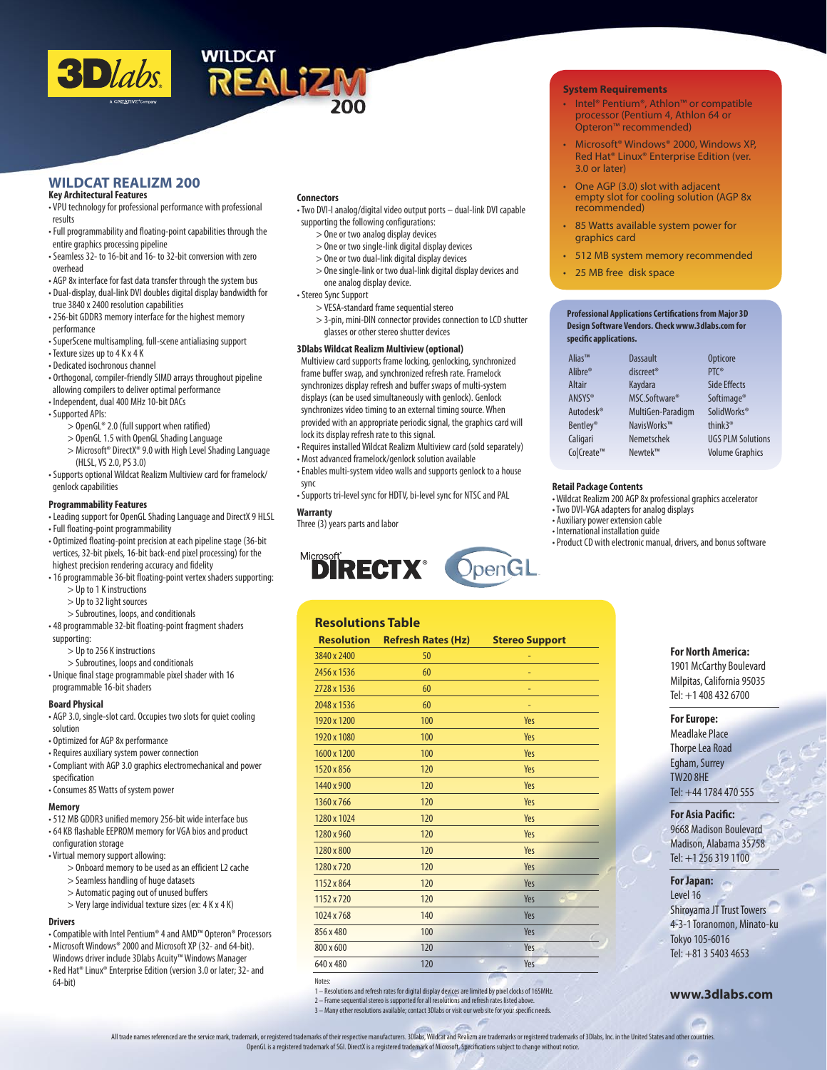# WILDCAT REALIZM 200

### Key Architectural Features

- VPU technology for professional performance with professional results
- Full programmability and floating-point capabilities through the entire graphics processing pipeline
- Seamless 32- to 16-bit and 16- to 32-bit conversion with zero overhead
- AGP 8x interface for fast data transfer through the system bus
- Dual-display, dual-link DVI doubles digital display bandwidth for true 3840 x 2400 resolution capabilities
- 256-bit GDDR3 memory interface for the highest memory performance
- SuperScene multisampling, full-scene antialiasing support
- Texture sizes up to 4 K x 4 K
- Dedicated isochronous channel
- Orthogonal, compiler-friendly SIMD arrays throughout pipeline allowing compilers to deliver optimal performance
- Independent, dual 400 MHz 10-bit DACs
- Supported APIs:
  - > OpenGL® 2.0 (full support when ratified)
  - > OpenGL 1.5 with OpenGL Shading Language
  - > Microsoft® DirectX® 9.0 with High Level Shading Language (HLSL, VS 2.0, PS 3.0)
- Supports optional Wildcat Realizm Multiview card for framelock/genlock capabilities

### Programmability Features

- Leading support for OpenGL Shading Language and DirectX 9 HLSL
- Full floating-point programmability
- Optimized floating-point precision at each pipeline stage (36-bit vertices, 32-bit pixels, 16-bit back-end pixel processing) for the highest precision rendering accuracy and fidelity
- 16 programmable 36-bit floating-point vertex shaders supporting:
  - > Up to 1 K instructions
  - > Up to 32 light sources
  - > Subroutines, loops, and conditionals
- 48 programmable 32-bit floating-point fragment shaders supporting:
  - > Up to 256 K instructions
  - > Subroutines, loops and conditionals
- Unique final stage programmable pixel shader with 16 programmable 16-bit shaders

### Board Physical

- AGP 3.0, single-slot card. Occupies two slots for quiet cooling solution
- Optimized for AGP 8x performance
- Requires auxiliary system power connection
- Compliant with AGP 3.0 graphics electromechanical and power specification
- Consumes 85 Watts of system power

### Memory

- 512 MB GDDR3 unified memory 256-bit wide interface bus
- 64 KB flashable EEPROM memory for VGA bios and product configuration storage
- Virtual memory support allowing:
  - > Onboard memory to be used as an efficient L2 cache
  - > Seamless handling of huge datasets
  - > Automatic paging out of unused buffers
  - > Very large individual texture sizes (ex: 4 K x 4 K)

### Drivers

- Compatible with Intel Pentium® 4 and AMD™ Opteron® Processors
- Microsoft Windows® 2000 and Microsoft XP (32- and 64-bit). Windows driver include 3Dlabs Acuity™ Windows Manager
- Red Hat® Linux® Enterprise Edition (version 3.0 or later; 32- and 64-bit)

### Connectors

- Two DVI-I analog/digital video output ports – dual-link DVI capable supporting the following configurations:
  - > One or two analog display devices
  - > One or two single-link digital display devices
  - > One or two dual-link digital display devices
  - > One single-link or two dual-link digital display devices and one analog display device.
- Stereo Sync Support
  - > VESA-standard frame sequential stereo
  - > 3-pin, mini-DIN connector provides connection to LCD shutter glasses or other stereo shutter devices

### 3Dlabs Wildcat Realizm Multiview (optional)

Multiview card supports frame locking, genlocking, synchronized frame buffer swap, and synchronized refresh rate. Framelock synchronizes display refresh and buffer swaps of multi-system displays (can be used simultaneously with genlock). Genlock synchronizes video timing to an external timing source. When provided with an appropriate periodic signal, the graphics card will lock its display refresh rate to this signal.

- Requires installed Wildcat Realizm Multiview card (sold separately)
- Most advanced framelock/genlock solution available
- Enables multi-system video walls and supports genlock to a house sync
- Supports tri-level sync for HDTV, bi-level sync for NTSC and PAL

### Warranty

Three (3) years parts and labor

## Resolutions Table

| Resolution | Refresh Rates (Hz) | Stereo Support |
|---|---|---|
| 3840 x 2400 | 50 | - |
| 2456 x 1536 | 60 | - |
| 2728 x 1536 | 60 | - |
| 2048 x 1536 | 60 | - |
| 1920 x 1200 | 100 | Yes |
| 1920 x 1080 | 100 | Yes |
| 1600 x 1200 | 100 | Yes |
| 1520 x 856 | 120 | Yes |
| 1440 x 900 | 120 | Yes |
| 1360 x 766 | 120 | Yes |
| 1280 x 1024 | 120 | Yes |
| 1280 x 960 | 120 | Yes |
| 1280 x 800 | 120 | Yes |
| 1280 x 720 | 120 | Yes |
| 1152 x 864 | 120 | Yes |
| 1152 x 720 | 120 | Yes |
| 1024 x 768 | 140 | Yes |
| 856 x 480 | 100 | Yes |
| 800 x 600 | 120 | Yes |
| 640 x 480 | 120 | Yes |

Notes:
1 – Resolutions and refresh rates for digital display devices are limited by pixel clocks of 165MHz.
2 – Frame sequential stereo is supported for all resolutions and refresh rates listed above.
3 – Many other resolutions available; contact 3Dlabs or visit our web site for your specific needs.

### System Requirements

- Intel® Pentium®, Athlon™ or compatible processor (Pentium 4, Athlon 64 or Opteron™ recommended)
- Microsoft® Windows® 2000, Windows XP, Red Hat® Linux® Enterprise Edition (ver. 3.0 or later)
- One AGP (3.0) slot with adjacent empty slot for cooling solution (AGP 8x recommended)
- 85 Watts available system power for graphics card
- 512 MB system memory recommended
- 25 MB free disk space

**Professional Applications Certifications from Major 3D Design Software Vendors. Check www.3dlabs.com for specific applications.**

| | | |
|---|---|---|
| Alias™ | Dassault | Opticore |
| Alibre® | discreet® | PTC® |
| Altair | Kaydara | Side Effects |
| ANSYS® | MSC.Software® | Softimage® |
| Autodesk® | MultiGen-Paradigm | SolidWorks® |
| Bentley® | NavisWorks™ | think3® |
| Caligari | Nemetschek | UGS PLM Solutions |
| Co\|Create™ | Newtek™ | Volume Graphics |

### Retail Package Contents

- Wildcat Realizm 200 AGP 8x professional graphics accelerator
- Two DVI-VGA adapters for analog displays
- Auxiliary power extension cable
- International installation guide
- Product CD with electronic manual, drivers, and bonus software

**For North America:**
1901 McCarthy Boulevard
Milpitas, California 95035
Tel: +1 408 432 6700

**For Europe:**
Meadlake Place
Thorpe Lea Road
Egham, Surrey
TW20 8HE
Tel: +44 1784 470 555

**For Asia Pacific:**
9668 Madison Boulevard
Madison, Alabama 35758
Tel: +1 256 319 1100

**For Japan:**
Level 16
Shiroyama JT Trust Towers
4-3-1 Toranomon, Minato-ku
Tokyo 105-6016
Tel: +81 3 5403 4653

**www.3dlabs.com**

All trade names referenced are the service mark, trademark, or registered trademarks of their respective manufacturers. 3Dlabs, Wildcat and Realizm are trademarks or registered trademarks of 3Dlabs, Inc. in the United States and other countries. OpenGL is a registered trademark of SGI. DirectX is a registered trademark of Microsoft. Specifications subject to change without notice.